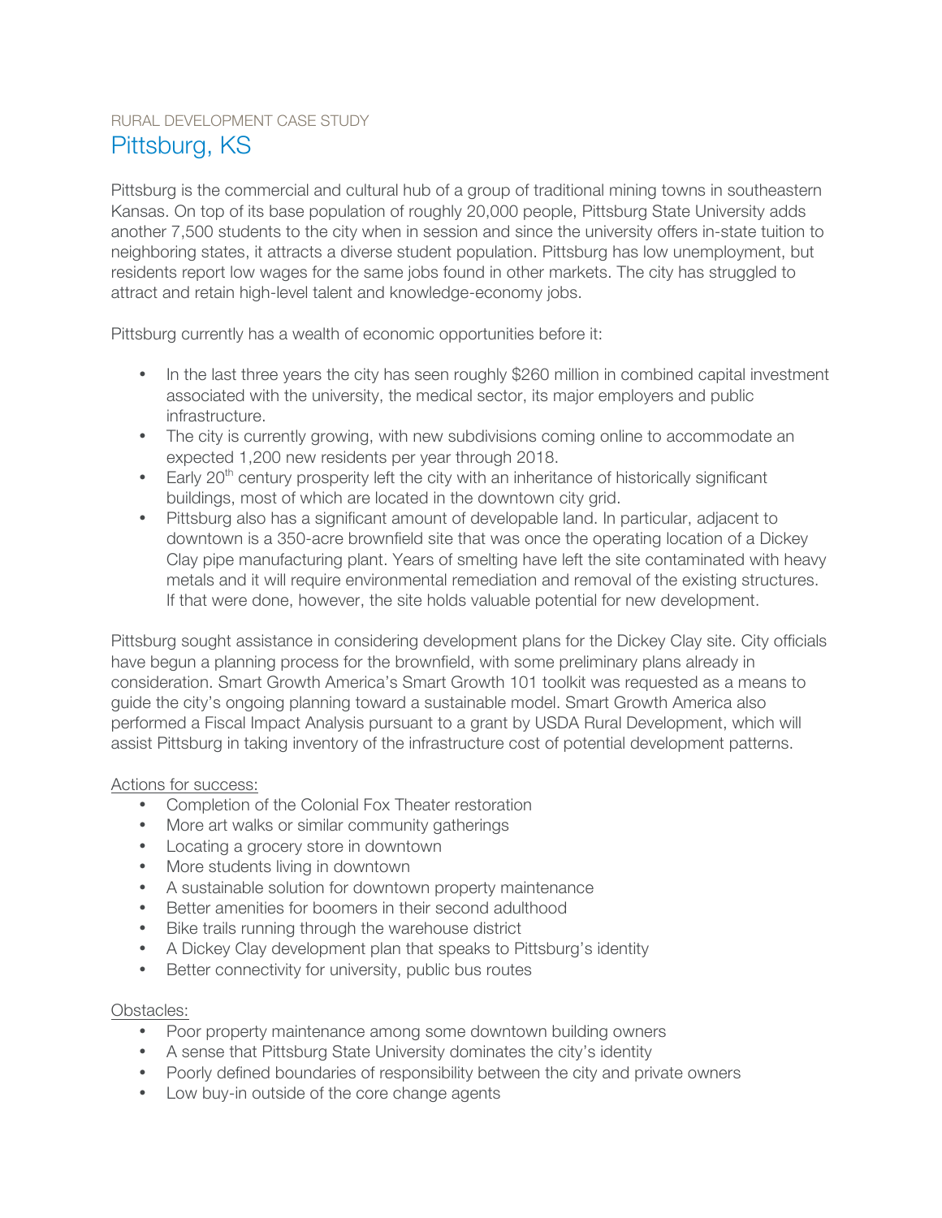RURAL DEVELOPMENT CASE STUDY

# Pittsburg, KS

Pittsburg is the commercial and cultural hub of a group of traditional mining towns in southeastern Kansas. On top of its base population of roughly 20,000 people, Pittsburg State University adds another 7,500 students to the city when in session and since the university offers in-state tuition to neighboring states, it attracts a diverse student population. Pittsburg has low unemployment, but residents report low wages for the same jobs found in other markets. The city has struggled to attract and retain high-level talent and knowledge-economy jobs.

Pittsburg currently has a wealth of economic opportunities before it:

- In the last three years the city has seen roughly $260 million in combined capital investment associated with the university, the medical sector, its major employers and public infrastructure.
- The city is currently growing, with new subdivisions coming online to accommodate an expected 1,200 new residents per year through 2018.
- Early 20th century prosperity left the city with an inheritance of historically significant buildings, most of which are located in the downtown city grid.
- Pittsburg also has a significant amount of developable land. In particular, adjacent to downtown is a 350-acre brownfield site that was once the operating location of a Dickey Clay pipe manufacturing plant. Years of smelting have left the site contaminated with heavy metals and it will require environmental remediation and removal of the existing structures. If that were done, however, the site holds valuable potential for new development.

Pittsburg sought assistance in considering development plans for the Dickey Clay site. City officials have begun a planning process for the brownfield, with some preliminary plans already in consideration. Smart Growth America's Smart Growth 101 toolkit was requested as a means to guide the city's ongoing planning toward a sustainable model. Smart Growth America also performed a Fiscal Impact Analysis pursuant to a grant by USDA Rural Development, which will assist Pittsburg in taking inventory of the infrastructure cost of potential development patterns.

Actions for success:

- Completion of the Colonial Fox Theater restoration
- More art walks or similar community gatherings
- Locating a grocery store in downtown
- More students living in downtown
- A sustainable solution for downtown property maintenance
- Better amenities for boomers in their second adulthood
- Bike trails running through the warehouse district
- A Dickey Clay development plan that speaks to Pittsburg's identity
- Better connectivity for university, public bus routes

Obstacles:

- Poor property maintenance among some downtown building owners
- A sense that Pittsburg State University dominates the city's identity
- Poorly defined boundaries of responsibility between the city and private owners
- Low buy-in outside of the core change agents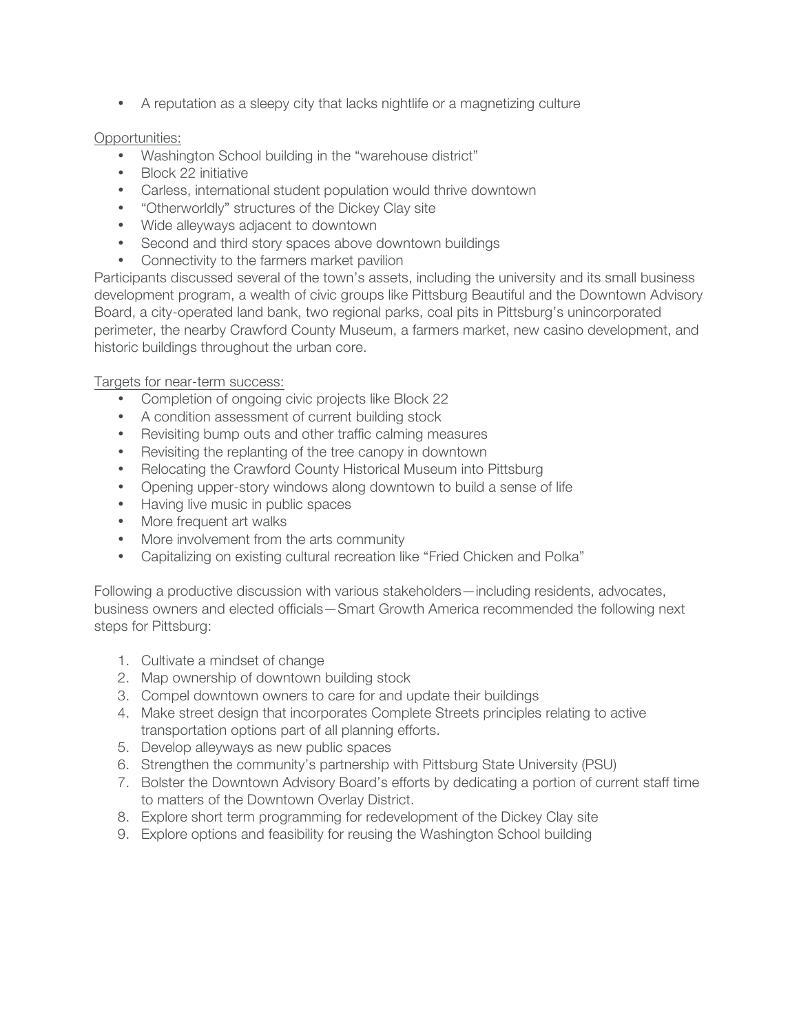- A reputation as a sleepy city that lacks nightlife or a magnetizing culture

Opportunities:

- Washington School building in the "warehouse district"
- Block 22 initiative
- Carless, international student population would thrive downtown
- "Otherworldly" structures of the Dickey Clay site
- Wide alleyways adjacent to downtown
- Second and third story spaces above downtown buildings
- Connectivity to the farmers market pavilion

Participants discussed several of the town's assets, including the university and its small business development program, a wealth of civic groups like Pittsburg Beautiful and the Downtown Advisory Board, a city-operated land bank, two regional parks, coal pits in Pittsburg's unincorporated perimeter, the nearby Crawford County Museum, a farmers market, new casino development, and historic buildings throughout the urban core.

Targets for near-term success:

- Completion of ongoing civic projects like Block 22
- A condition assessment of current building stock
- Revisiting bump outs and other traffic calming measures
- Revisiting the replanting of the tree canopy in downtown
- Relocating the Crawford County Historical Museum into Pittsburg
- Opening upper-story windows along downtown to build a sense of life
- Having live music in public spaces
- More frequent art walks
- More involvement from the arts community
- Capitalizing on existing cultural recreation like "Fried Chicken and Polka"

Following a productive discussion with various stakeholders—including residents, advocates, business owners and elected officials—Smart Growth America recommended the following next steps for Pittsburg:

1. Cultivate a mindset of change
2. Map ownership of downtown building stock
3. Compel downtown owners to care for and update their buildings
4. Make street design that incorporates Complete Streets principles relating to active transportation options part of all planning efforts.
5. Develop alleyways as new public spaces
6. Strengthen the community's partnership with Pittsburg State University (PSU)
7. Bolster the Downtown Advisory Board's efforts by dedicating a portion of current staff time to matters of the Downtown Overlay District.
8. Explore short term programming for redevelopment of the Dickey Clay site
9. Explore options and feasibility for reusing the Washington School building